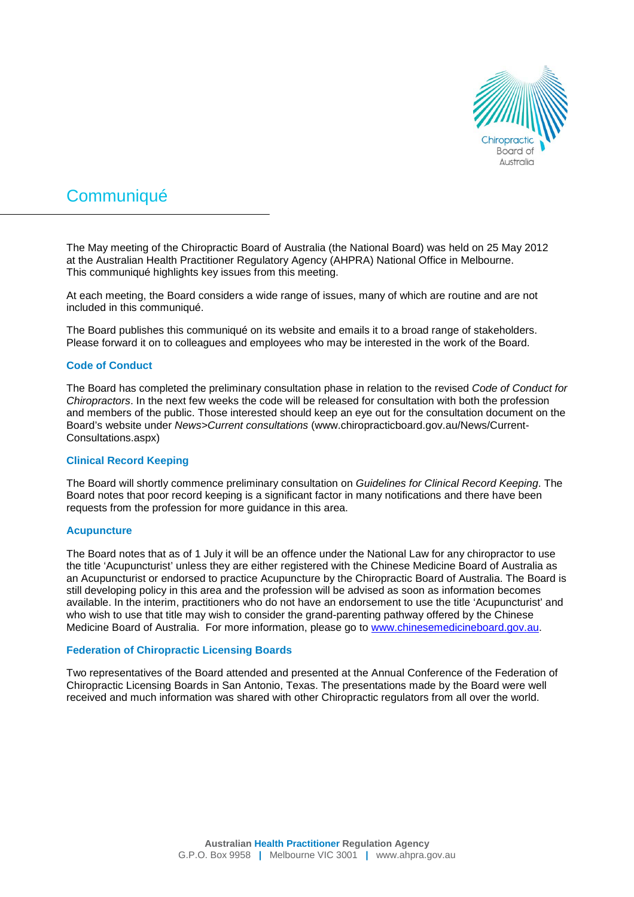# Communiqué

The May meeting of the Chiropractic Board of Australia (the National Board) was held on 25 May 2012 at the Australian Health Practitioner Regulatory Agency (AHPRA) National Office in Melbourne. This communiqué highlights key issues from this meeting.

At each meeting, the Board considers a wide range of issues, many of which are routine and are not included in this communiqué.

The Board publishes this communiqué on its website and emails it to a broad range of stakeholders. Please forward it on to colleagues and employees who may be interested in the work of the Board.

### Code of Conduct

The Board has completed the preliminary consultation phase in relation to the revised *Code of Conduct for Chiropractors*. In the next few weeks the code will be released for consultation with both the profession and members of the public. Those interested should keep an eye out for the consultation document on the Board's website under *News>Current consultations* (www.chiropracticboard.gov.au/News/Current-Consultations.aspx)

### Clinical Record Keeping

The Board will shortly commence preliminary consultation on *Guidelines for Clinical Record Keeping*. The Board notes that poor record keeping is a significant factor in many notifications and there have been requests from the profession for more guidance in this area.

### Acupuncture

The Board notes that as of 1 July it will be an offence under the National Law for any chiropractor to use the title 'Acupuncturist' unless they are either registered with the Chinese Medicine Board of Australia as an Acupuncturist or endorsed to practice Acupuncture by the Chiropractic Board of Australia. The Board is still developing policy in this area and the profession will be advised as soon as information becomes available. In the interim, practitioners who do not have an endorsement to use the title 'Acupuncturist' and who wish to use that title may wish to consider the grand-parenting pathway offered by the Chinese Medicine Board of Australia. For more information, please go to [www.chinesemedicineboard.gov.au](http://www.chinesemedicineboard.gov.au).

### Federation of Chiropractic Licensing Boards

Two representatives of the Board attended and presented at the Annual Conference of the Federation of Chiropractic Licensing Boards in San Antonio, Texas. The presentations made by the Board were well received and much information was shared with other Chiropractic regulators from all over the world.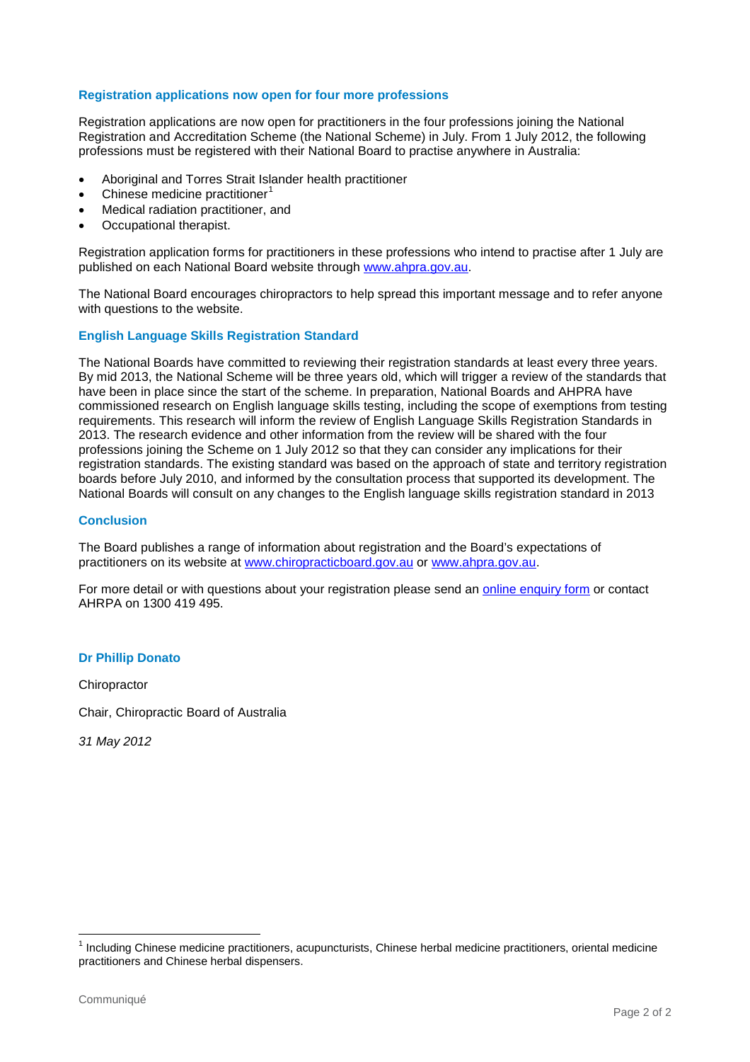### Registration applications now open for four more professions

Registration applications are now open for practitioners in the four professions joining the National Registration and Accreditation Scheme (the National Scheme) in July. From 1 July 2012, the following professions must be registered with their National Board to practise anywhere in Australia:

- Aboriginal and Torres Strait Islander health practitioner
- Chinese medicine practitioner[1]
- Medical radiation practitioner, and
- Occupational therapist.

Registration application forms for practitioners in these professions who intend to practise after 1 July are published on each National Board website through www.ahpra.gov.au.

The National Board encourages chiropractors to help spread this important message and to refer anyone with questions to the website.

### English Language Skills Registration Standard

The National Boards have committed to reviewing their registration standards at least every three years. By mid 2013, the National Scheme will be three years old, which will trigger a review of the standards that have been in place since the start of the scheme. In preparation, National Boards and AHPRA have commissioned research on English language skills testing, including the scope of exemptions from testing requirements. This research will inform the review of English Language Skills Registration Standards in 2013. The research evidence and other information from the review will be shared with the four professions joining the Scheme on 1 July 2012 so that they can consider any implications for their registration standards. The existing standard was based on the approach of state and territory registration boards before July 2010, and informed by the consultation process that supported its development. The National Boards will consult on any changes to the English language skills registration standard in 2013

### Conclusion

The Board publishes a range of information about registration and the Board's expectations of practitioners on its website at www.chiropracticboard.gov.au or www.ahpra.gov.au.

For more detail or with questions about your registration please send an online enquiry form or contact AHRPA on 1300 419 495.

**Dr Phillip Donato**

Chiropractor

Chair, Chiropractic Board of Australia

*31 May 2012*

---

[1] Including Chinese medicine practitioners, acupuncturists, Chinese herbal medicine practitioners, oriental medicine practitioners and Chinese herbal dispensers.